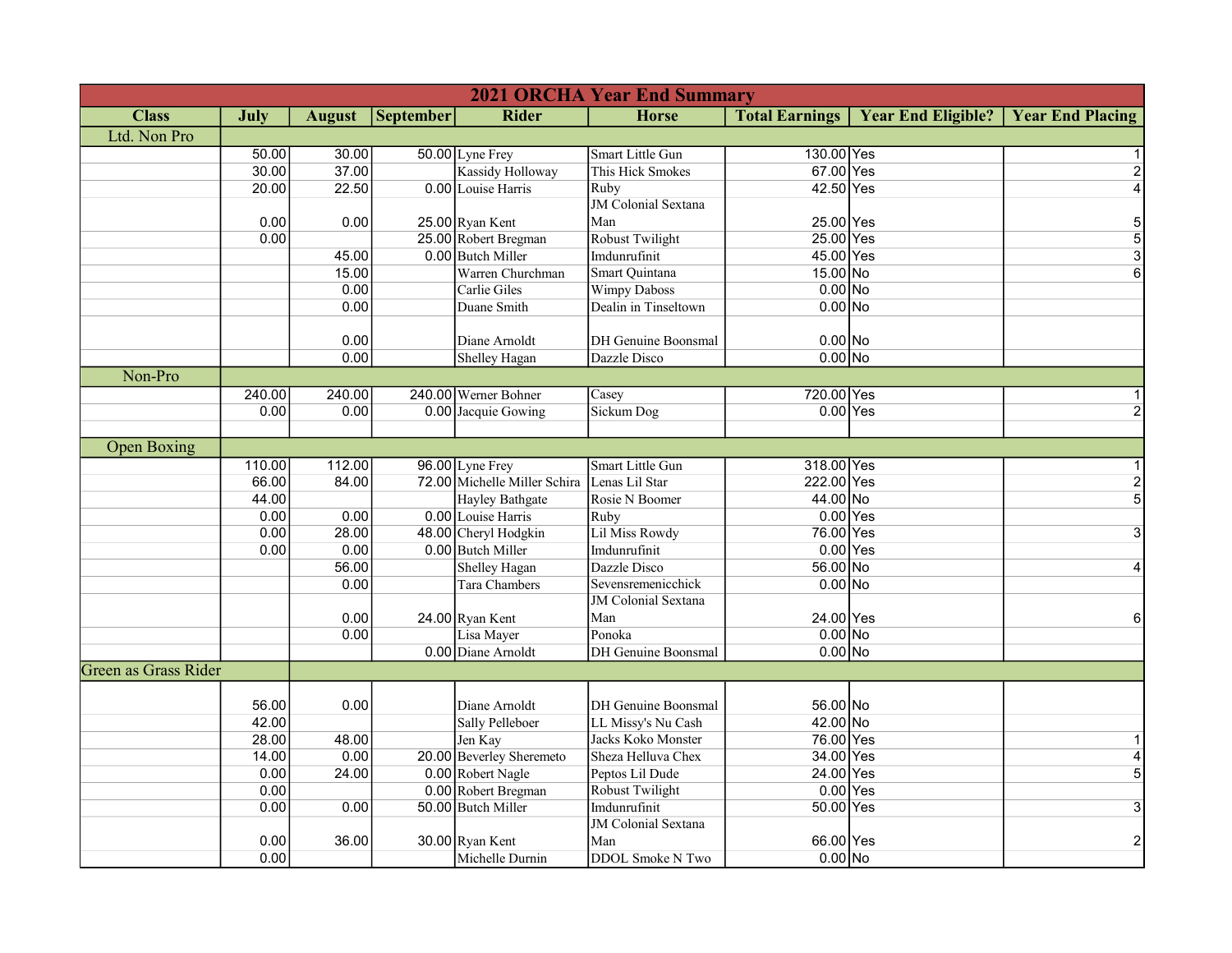| 2021 ORCHA Year End Summary | | | | | | | | |
|---|---|---|---|---|---|---|---|---|
| **Class** | **July** | **August** | **September** | **Rider** | **Horse** | **Total Earnings** | **Year End Eligible?** | **Year End Placing** |
| Ltd. Non Pro | | | | | | | | |
| | 50.00 | 30.00 | 50.00 | Lyne Frey | Smart Little Gun | 130.00 | Yes | 1 |
| | 30.00 | 37.00 | | Kassidy Holloway | This Hick Smokes | 67.00 | Yes | 2 |
| | 20.00 | 22.50 | 0.00 | Louise Harris | Ruby | 42.50 | Yes | 4 |
| | 0.00 | 0.00 | 25.00 | Ryan Kent | JM Colonial Sextana Man | 25.00 | Yes | 5 |
| | 0.00 | | 25.00 | Robert Bregman | Robust Twilight | 25.00 | Yes | 5 |
| | | 45.00 | 0.00 | Butch Miller | Imdunrufinit | 45.00 | Yes | 3 |
| | | 15.00 | | Warren Churchman | Smart Quintana | 15.00 | No | 6 |
| | | 0.00 | | Carlie Giles | Wimpy Daboss | 0.00 | No | |
| | | 0.00 | | Duane Smith | Dealin in Tinseltown | 0.00 | No | |
| | | 0.00 | | Diane Arnoldt | DH Genuine Boonsmal | 0.00 | No | |
| | | 0.00 | | Shelley Hagan | Dazzle Disco | 0.00 | No | |
| Non-Pro | | | | | | | | |
| | 240.00 | 240.00 | 240.00 | Werner Bohner | Casey | 720.00 | Yes | 1 |
| | 0.00 | 0.00 | 0.00 | Jacquie Gowing | Sickum Dog | 0.00 | Yes | 2 |
| Open Boxing | | | | | | | | |
| | 110.00 | 112.00 | 96.00 | Lyne Frey | Smart Little Gun | 318.00 | Yes | 1 |
| | 66.00 | 84.00 | 72.00 | Michelle Miller Schira | Lenas Lil Star | 222.00 | Yes | 2 |
| | 44.00 | | | Hayley Bathgate | Rosie N Boomer | 44.00 | No | 5 |
| | 0.00 | 0.00 | 0.00 | Louise Harris | Ruby | 0.00 | Yes | |
| | 0.00 | 28.00 | 48.00 | Cheryl Hodgkin | Lil Miss Rowdy | 76.00 | Yes | 3 |
| | 0.00 | 0.00 | 0.00 | Butch Miller | Imdunrufinit | 0.00 | Yes | |
| | | 56.00 | | Shelley Hagan | Dazzle Disco | 56.00 | No | 4 |
| | | 0.00 | | Tara Chambers | Sevensremenicchick | 0.00 | No | |
| | | 0.00 | 24.00 | Ryan Kent | JM Colonial Sextana Man | 24.00 | Yes | 6 |
| | | 0.00 | | Lisa Mayer | Ponoka | 0.00 | No | |
| | | | 0.00 | Diane Arnoldt | DH Genuine Boonsmal | 0.00 | No | |
| Green as Grass Rider | | | | | | | | |
| | 56.00 | 0.00 | | Diane Arnoldt | DH Genuine Boonsmal | 56.00 | No | |
| | 42.00 | | | Sally Pelleboer | LL Missy's Nu Cash | 42.00 | No | |
| | 28.00 | 48.00 | | Jen Kay | Jacks Koko Monster | 76.00 | Yes | 1 |
| | 14.00 | 0.00 | 20.00 | Beverley Sheremeto | Sheza Helluva Chex | 34.00 | Yes | 4 |
| | 0.00 | 24.00 | 0.00 | Robert Nagle | Peptos Lil Dude | 24.00 | Yes | 5 |
| | 0.00 | | 0.00 | Robert Bregman | Robust Twilight | 0.00 | Yes | |
| | 0.00 | 0.00 | 50.00 | Butch Miller | Imdunrufinit | 50.00 | Yes | 3 |
| | 0.00 | 36.00 | 30.00 | Ryan Kent | JM Colonial Sextana Man | 66.00 | Yes | 2 |
| | 0.00 | | | Michelle Durnin | DDOL Smoke N Two | 0.00 | No | |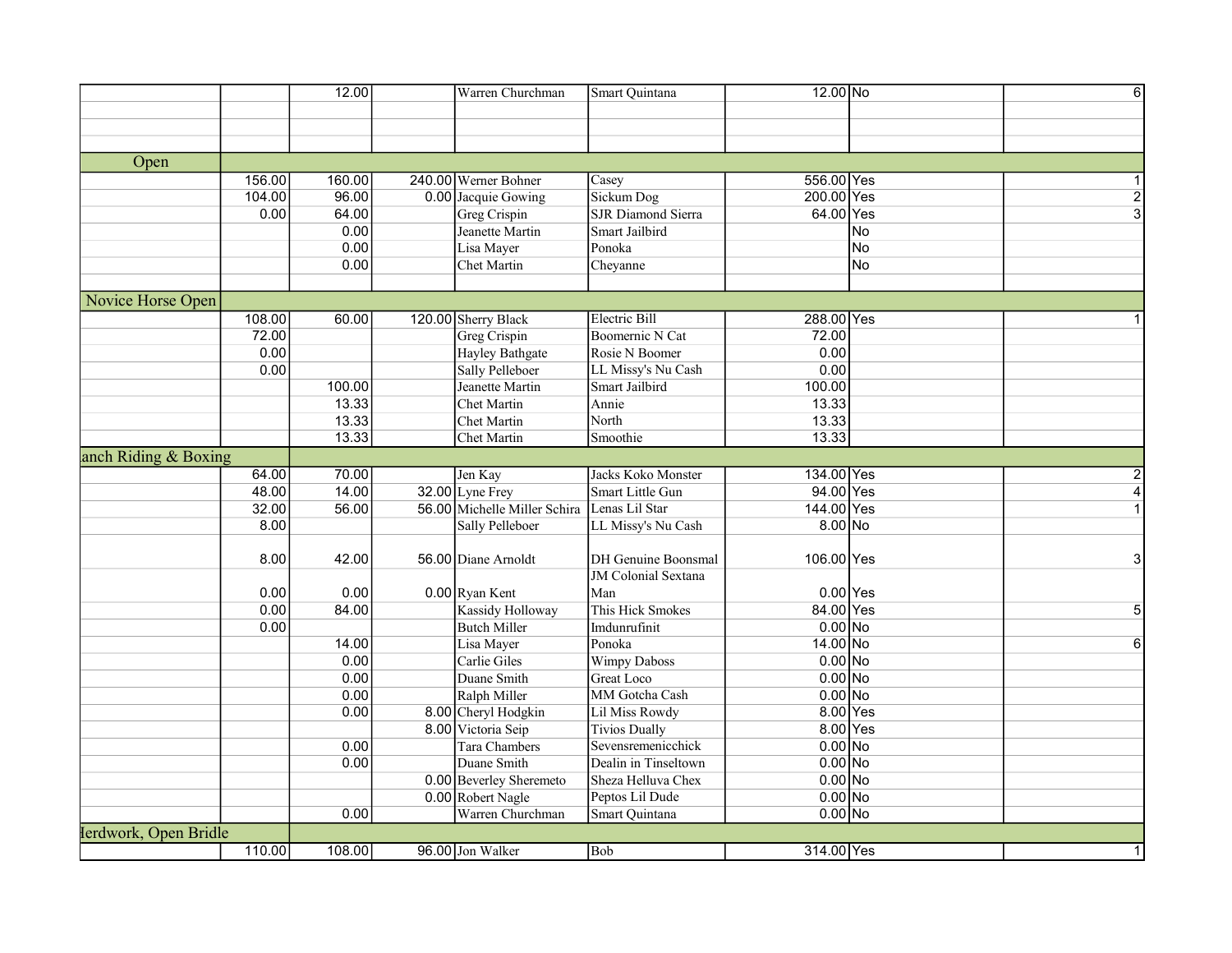| | | | | | | | | |
|---|---|---|---|---|---|---|---|---|
| | | 12.00 | | Warren Churchman | Smart Quintana | 12.00 | No | 6 |
| | | | | | | | | |
| | | | | | | | | |
| | | | | | | | | |
| Open | | | | | | | | |
| | 156.00 | 160.00 | 240.00 | Werner Bohner | Casey | 556.00 | Yes | 1 |
| | 104.00 | 96.00 | 0.00 | Jacquie Gowing | Sickum Dog | 200.00 | Yes | 2 |
| | 0.00 | 64.00 | | Greg Crispin | SJR Diamond Sierra | 64.00 | Yes | 3 |
| | | 0.00 | | Jeanette Martin | Smart Jailbird | | No | |
| | | 0.00 | | Lisa Mayer | Ponoka | | No | |
| | | 0.00 | | Chet Martin | Cheyanne | | No | |
| | | | | | | | | |
| Novice Horse Open | | | | | | | | |
| | 108.00 | 60.00 | 120.00 | Sherry Black | Electric Bill | 288.00 | Yes | 1 |
| | 72.00 | | | Greg Crispin | Boomernic N Cat | 72.00 | | |
| | 0.00 | | | Hayley Bathgate | Rosie N Boomer | 0.00 | | |
| | 0.00 | | | Sally Pelleboer | LL Missy's Nu Cash | 0.00 | | |
| | | 100.00 | | Jeanette Martin | Smart Jailbird | 100.00 | | |
| | | 13.33 | | Chet Martin | Annie | 13.33 | | |
| | | 13.33 | | Chet Martin | North | 13.33 | | |
| | | 13.33 | | Chet Martin | Smoothie | 13.33 | | |
| anch Riding & Boxing | | | | | | | | |
| | 64.00 | 70.00 | | Jen Kay | Jacks Koko Monster | 134.00 | Yes | 2 |
| | 48.00 | 14.00 | 32.00 | Lyne Frey | Smart Little Gun | 94.00 | Yes | 4 |
| | 32.00 | 56.00 | 56.00 | Michelle Miller Schira | Lenas Lil Star | 144.00 | Yes | 1 |
| | 8.00 | | | Sally Pelleboer | LL Missy's Nu Cash | 8.00 | No | |
| | 8.00 | 42.00 | 56.00 | Diane Arnoldt | DH Genuine Boonsmal | 106.00 | Yes | 3 |
| | 0.00 | 0.00 | 0.00 | Ryan Kent | JM Colonial Sextana Man | 0.00 | Yes | |
| | 0.00 | 84.00 | | Kassidy Holloway | This Hick Smokes | 84.00 | Yes | 5 |
| | 0.00 | | | Butch Miller | Imdunrufinit | 0.00 | No | |
| | | 14.00 | | Lisa Mayer | Ponoka | 14.00 | No | 6 |
| | | 0.00 | | Carlie Giles | Wimpy Daboss | 0.00 | No | |
| | | 0.00 | | Duane Smith | Great Loco | 0.00 | No | |
| | | 0.00 | | Ralph Miller | MM Gotcha Cash | 0.00 | No | |
| | | 0.00 | 8.00 | Cheryl Hodgkin | Lil Miss Rowdy | 8.00 | Yes | |
| | | | 8.00 | Victoria Seip | Tivios Dually | 8.00 | Yes | |
| | | 0.00 | | Tara Chambers | Sevensremenicchick | 0.00 | No | |
| | | 0.00 | | Duane Smith | Dealin in Tinseltown | 0.00 | No | |
| | | | 0.00 | Beverley Sheremeto | Sheza Helluva Chex | 0.00 | No | |
| | | | 0.00 | Robert Nagle | Peptos Lil Dude | 0.00 | No | |
| | | 0.00 | | Warren Churchman | Smart Quintana | 0.00 | No | |
| Ierdwork, Open Bridle | | | | | | | | |
| | 110.00 | 108.00 | 96.00 | Jon Walker | Bob | 314.00 | Yes | 1 |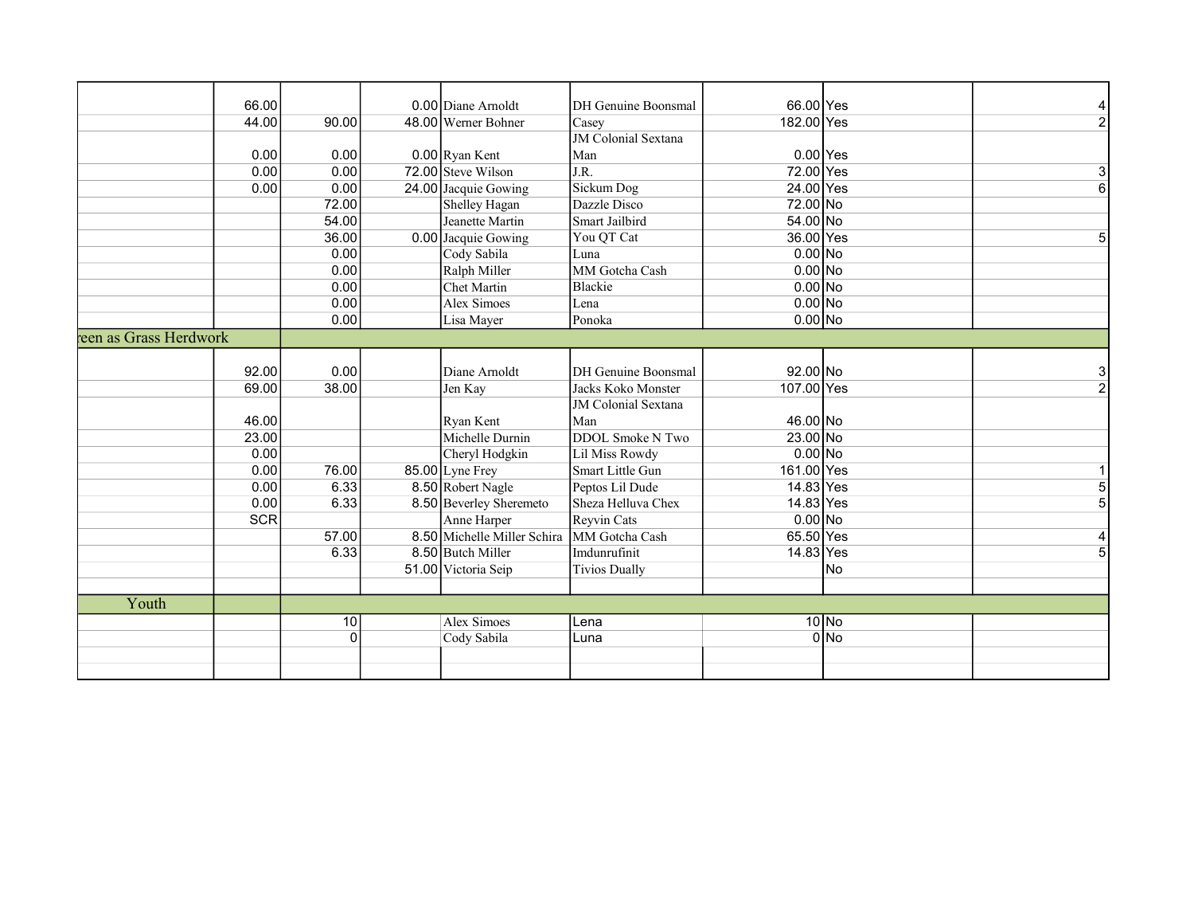| | | | | | | | | |
|---|---|---|---|---|---|---|---|---|
| | 66.00 | | 0.00 | Diane Arnoldt | DH Genuine Boonsmal | 66.00 | Yes | 4 |
| | 44.00 | 90.00 | 48.00 | Werner Bohner | Casey | 182.00 | Yes | 2 |
| | 0.00 | 0.00 | 0.00 | Ryan Kent | JM Colonial Sextana Man | 0.00 | Yes | |
| | 0.00 | 0.00 | 72.00 | Steve Wilson | J.R. | 72.00 | Yes | 3 |
| | 0.00 | 0.00 | 24.00 | Jacquie Gowing | Sickum Dog | 24.00 | Yes | 6 |
| | | 72.00 | | Shelley Hagan | Dazzle Disco | 72.00 | No | |
| | | 54.00 | | Jeanette Martin | Smart Jailbird | 54.00 | No | |
| | | 36.00 | 0.00 | Jacquie Gowing | You QT Cat | 36.00 | Yes | 5 |
| | | 0.00 | | Cody Sabila | Luna | 0.00 | No | |
| | | 0.00 | | Ralph Miller | MM Gotcha Cash | 0.00 | No | |
| | | 0.00 | | Chet Martin | Blackie | 0.00 | No | |
| | | 0.00 | | Alex Simoes | Lena | 0.00 | No | |
| | | 0.00 | | Lisa Mayer | Ponoka | 0.00 | No | |
| reen as Grass Herdwork | | | | | | | | |
| | 92.00 | 0.00 | | Diane Arnoldt | DH Genuine Boonsmal | 92.00 | No | 3 |
| | 69.00 | 38.00 | | Jen Kay | Jacks Koko Monster | 107.00 | Yes | 2 |
| | 46.00 | | | Ryan Kent | JM Colonial Sextana Man | 46.00 | No | |
| | 23.00 | | | Michelle Durnin | DDOL Smoke N Two | 23.00 | No | |
| | 0.00 | | | Cheryl Hodgkin | Lil Miss Rowdy | 0.00 | No | |
| | 0.00 | 76.00 | 85.00 | Lyne Frey | Smart Little Gun | 161.00 | Yes | 1 |
| | 0.00 | 6.33 | 8.50 | Robert Nagle | Peptos Lil Dude | 14.83 | Yes | 5 |
| | 0.00 | 6.33 | 8.50 | Beverley Sheremeto | Sheza Helluva Chex | 14.83 | Yes | 5 |
| | SCR | | | Anne Harper | Reyvin Cats | 0.00 | No | |
| | | 57.00 | 8.50 | Michelle Miller Schira | MM Gotcha Cash | 65.50 | Yes | 4 |
| | | 6.33 | 8.50 | Butch Miller | Imdunrufinit | 14.83 | Yes | 5 |
| | | | 51.00 | Victoria Seip | Tivios Dually | | No | |
| Youth | | | | | | | | |
| | | 10 | | Alex Simoes | Lena | 10 | No | |
| | | 0 | | Cody Sabila | Luna | 0 | No | |